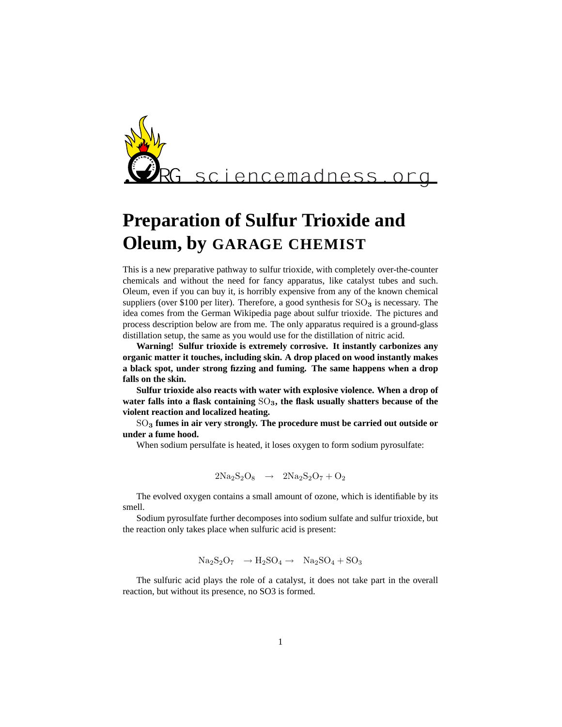sciencemadness.org

# Preparation of Sulfur Trioxide and Oleum, by GARAGE CHEMIST

This is a new preparative pathway to sulfur trioxide, with completely over-the-counter chemicals and without the need for fancy apparatus, like catalyst tubes and such. Oleum, even if you can buy it, is horribly expensive from any of the known chemical suppliers (over $100 per liter). Therefore, a good synthesis for $SO_3$ is necessary. The idea comes from the German Wikipedia page about sulfur trioxide. The pictures and process description below are from me. The only apparatus required is a ground-glass distillation setup, the same as you would use for the distillation of nitric acid.

**Warning! Sulfur trioxide is extremely corrosive. It instantly carbonizes any organic matter it touches, including skin. A drop placed on wood instantly makes a black spot, under strong fizzing and fuming. The same happens when a drop falls on the skin.**

**Sulfur trioxide also reacts with water with explosive violence. When a drop of water falls into a flask containing $SO_3$, the flask usually shatters because of the violent reaction and localized heating.**

**$SO_3$ fumes in air very strongly. The procedure must be carried out outside or under a fume hood.**

When sodium persulfate is heated, it loses oxygen to form sodium pyrosulfate:

$$2Na_2S_2O_8 \quad \rightarrow \quad 2Na_2S_2O_7 + O_2$$

The evolved oxygen contains a small amount of ozone, which is identifiable by its smell.

Sodium pyrosulfate further decomposes into sodium sulfate and sulfur trioxide, but the reaction only takes place when sulfuric acid is present:

$$Na_2S_2O_7 \quad \rightarrow H_2SO_4 \rightarrow \quad Na_2SO_4 + SO_3$$

The sulfuric acid plays the role of a catalyst, it does not take part in the overall reaction, but without its presence, no SO3 is formed.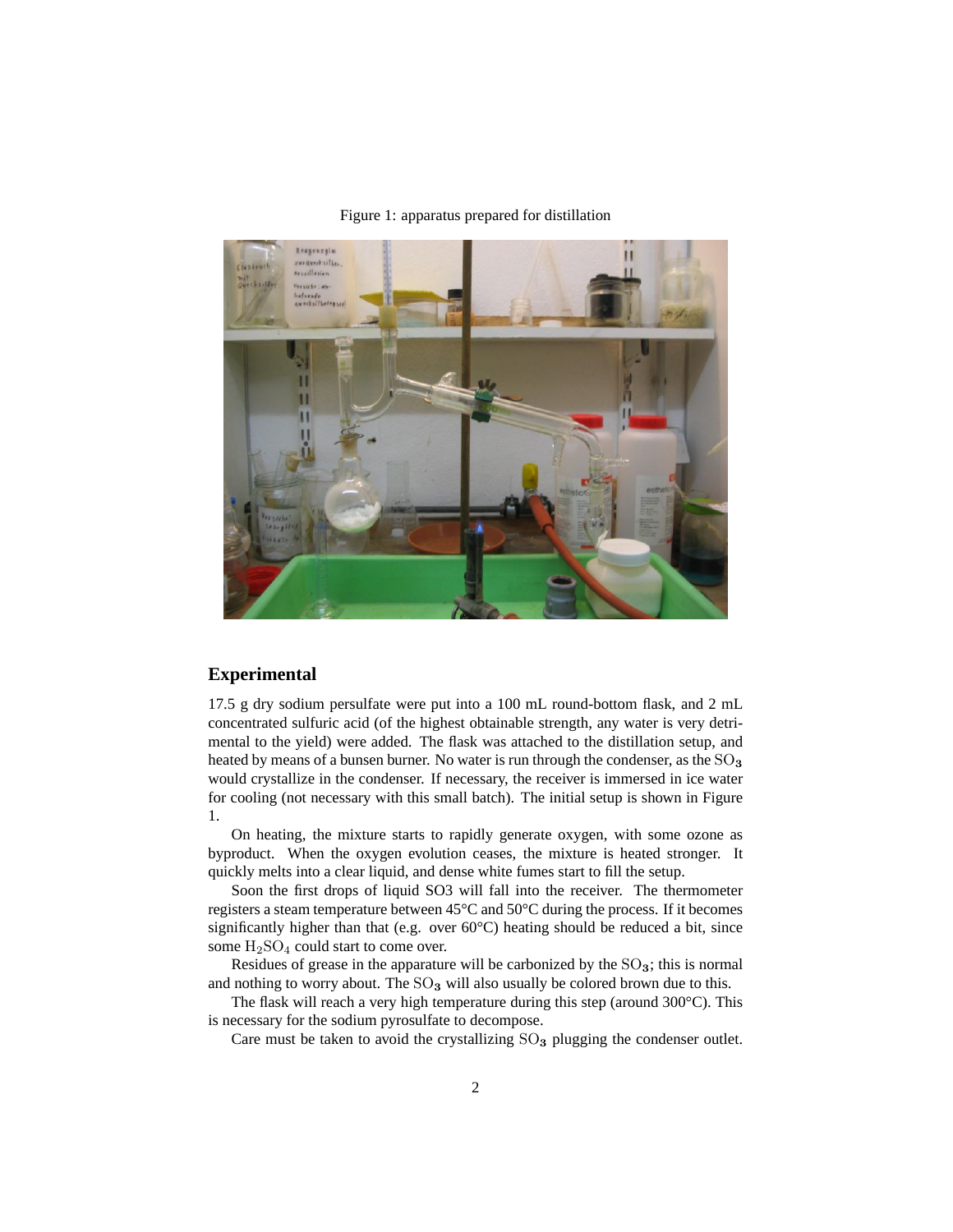Figure 1: apparatus prepared for distillation

## Experimental

17.5 g dry sodium persulfate were put into a 100 mL round-bottom flask, and 2 mL concentrated sulfuric acid (of the highest obtainable strength, any water is very detrimental to the yield) were added. The flask was attached to the distillation setup, and heated by means of a bunsen burner. No water is run through the condenser, as the $SO_3$ would crystallize in the condenser. If necessary, the receiver is immersed in ice water for cooling (not necessary with this small batch). The initial setup is shown in Figure 1.

On heating, the mixture starts to rapidly generate oxygen, with some ozone as byproduct. When the oxygen evolution ceases, the mixture is heated stronger. It quickly melts into a clear liquid, and dense white fumes start to fill the setup.

Soon the first drops of liquid SO3 will fall into the receiver. The thermometer registers a steam temperature between 45°C and 50°C during the process. If it becomes significantly higher than that (e.g. over 60°C) heating should be reduced a bit, since some $H_2SO_4$ could start to come over.

Residues of grease in the apparature will be carbonized by the $SO_3$; this is normal and nothing to worry about. The $SO_3$ will also usually be colored brown due to this.

The flask will reach a very high temperature during this step (around 300°C). This is necessary for the sodium pyrosulfate to decompose.

Care must be taken to avoid the crystallizing $SO_3$ plugging the condenser outlet.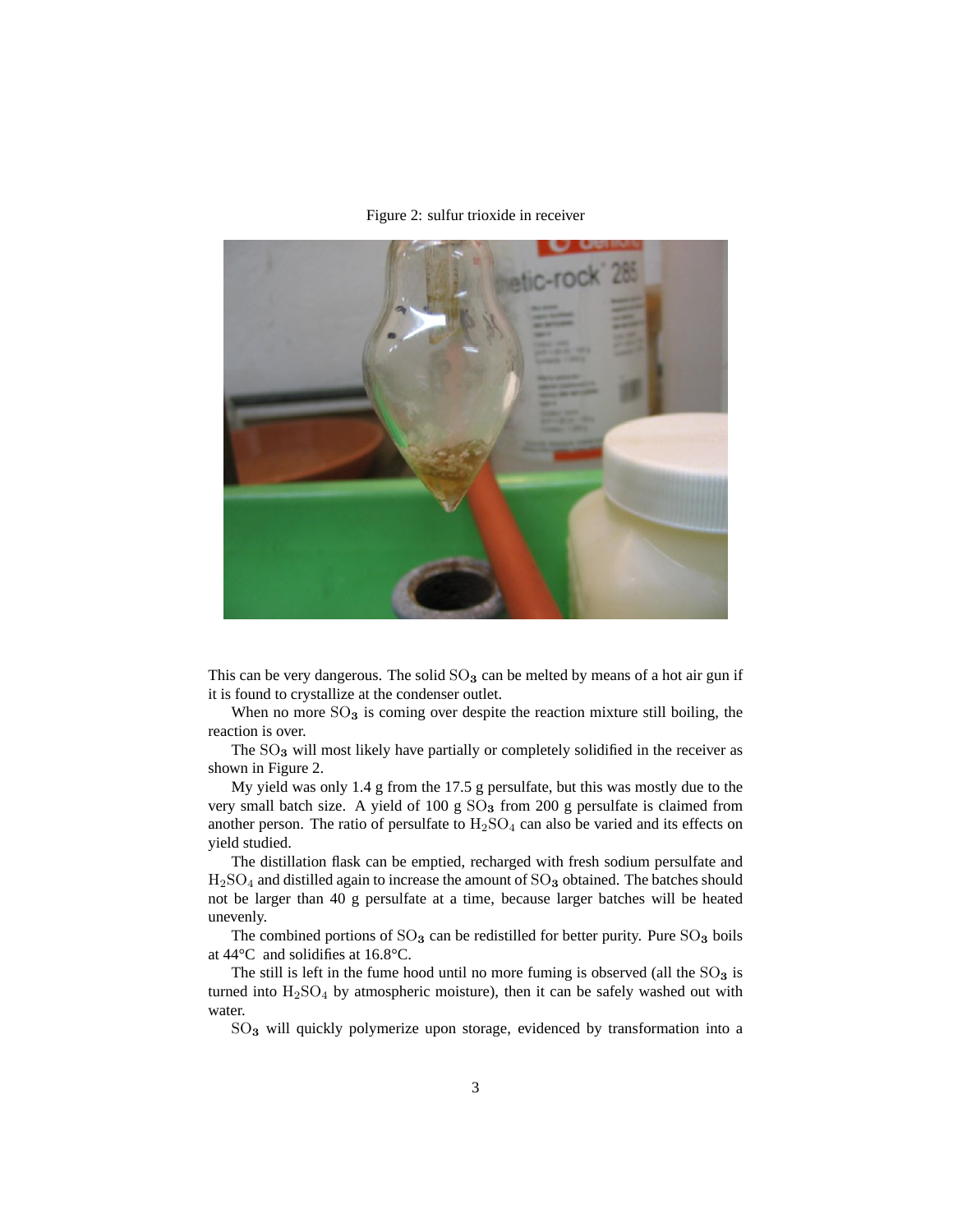Figure 2: sulfur trioxide in receiver

This can be very dangerous. The solid $SO_3$ can be melted by means of a hot air gun if it is found to crystallize at the condenser outlet.

When no more $SO_3$ is coming over despite the reaction mixture still boiling, the reaction is over.

The $SO_3$ will most likely have partially or completely solidified in the receiver as shown in Figure 2.

My yield was only 1.4 g from the 17.5 g persulfate, but this was mostly due to the very small batch size. A yield of 100 g $SO_3$ from 200 g persulfate is claimed from another person. The ratio of persulfate to $H_2SO_4$ can also be varied and its effects on yield studied.

The distillation flask can be emptied, recharged with fresh sodium persulfate and $H_2SO_4$ and distilled again to increase the amount of $SO_3$ obtained. The batches should not be larger than 40 g persulfate at a time, because larger batches will be heated unevenly.

The combined portions of $SO_3$ can be redistilled for better purity. Pure $SO_3$ boils at 44°C and solidifies at 16.8°C.

The still is left in the fume hood until no more fuming is observed (all the $SO_3$ is turned into $H_2SO_4$ by atmospheric moisture), then it can be safely washed out with water.

$SO_3$ will quickly polymerize upon storage, evidenced by transformation into a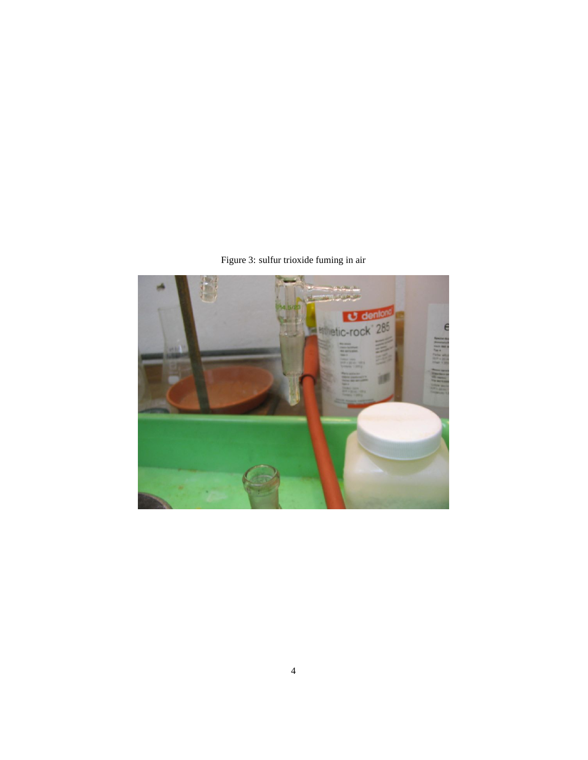Figure 3: sulfur trioxide fuming in air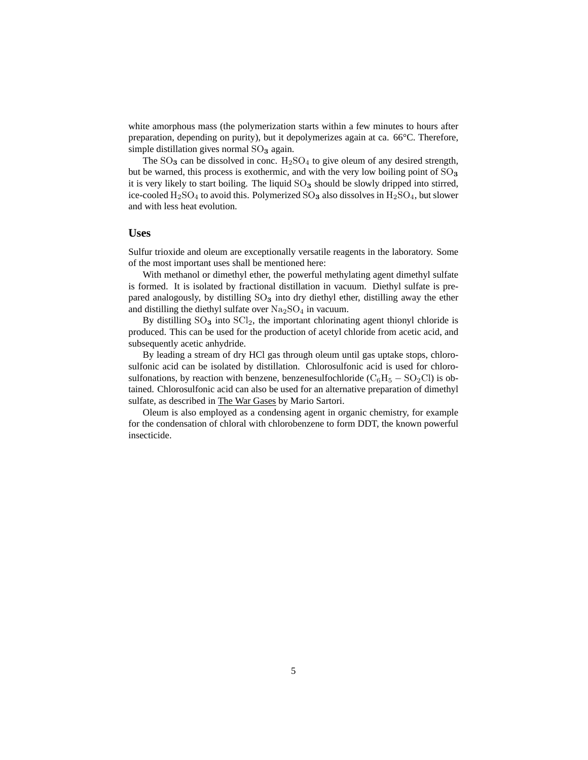white amorphous mass (the polymerization starts within a few minutes to hours after preparation, depending on purity), but it depolymerizes again at ca. 66°C. Therefore, simple distillation gives normal $SO_3$ again.

The $SO_3$ can be dissolved in conc. $H_2SO_4$ to give oleum of any desired strength, but be warned, this process is exothermic, and with the very low boiling point of $SO_3$ it is very likely to start boiling. The liquid $SO_3$ should be slowly dripped into stirred, ice-cooled $H_2SO_4$ to avoid this. Polymerized $SO_3$ also dissolves in $H_2SO_4$, but slower and with less heat evolution.

## Uses

Sulfur trioxide and oleum are exceptionally versatile reagents in the laboratory. Some of the most important uses shall be mentioned here:

With methanol or dimethyl ether, the powerful methylating agent dimethyl sulfate is formed. It is isolated by fractional distillation in vacuum. Diethyl sulfate is prepared analogously, by distilling $SO_3$ into dry diethyl ether, distilling away the ether and distilling the diethyl sulfate over $Na_2SO_4$ in vacuum.

By distilling $SO_3$ into $SCl_2$, the important chlorinating agent thionyl chloride is produced. This can be used for the production of acetyl chloride from acetic acid, and subsequently acetic anhydride.

By leading a stream of dry HCl gas through oleum until gas uptake stops, chlorosulfonic acid can be isolated by distillation. Chlorosulfonic acid is used for chlorosulfonations, by reaction with benzene, benzenesulfochloride ($C_6H_5 - SO_2Cl$) is obtained. Chlorosulfonic acid can also be used for an alternative preparation of dimethyl sulfate, as described in The War Gases by Mario Sartori.

Oleum is also employed as a condensing agent in organic chemistry, for example for the condensation of chloral with chlorobenzene to form DDT, the known powerful insecticide.